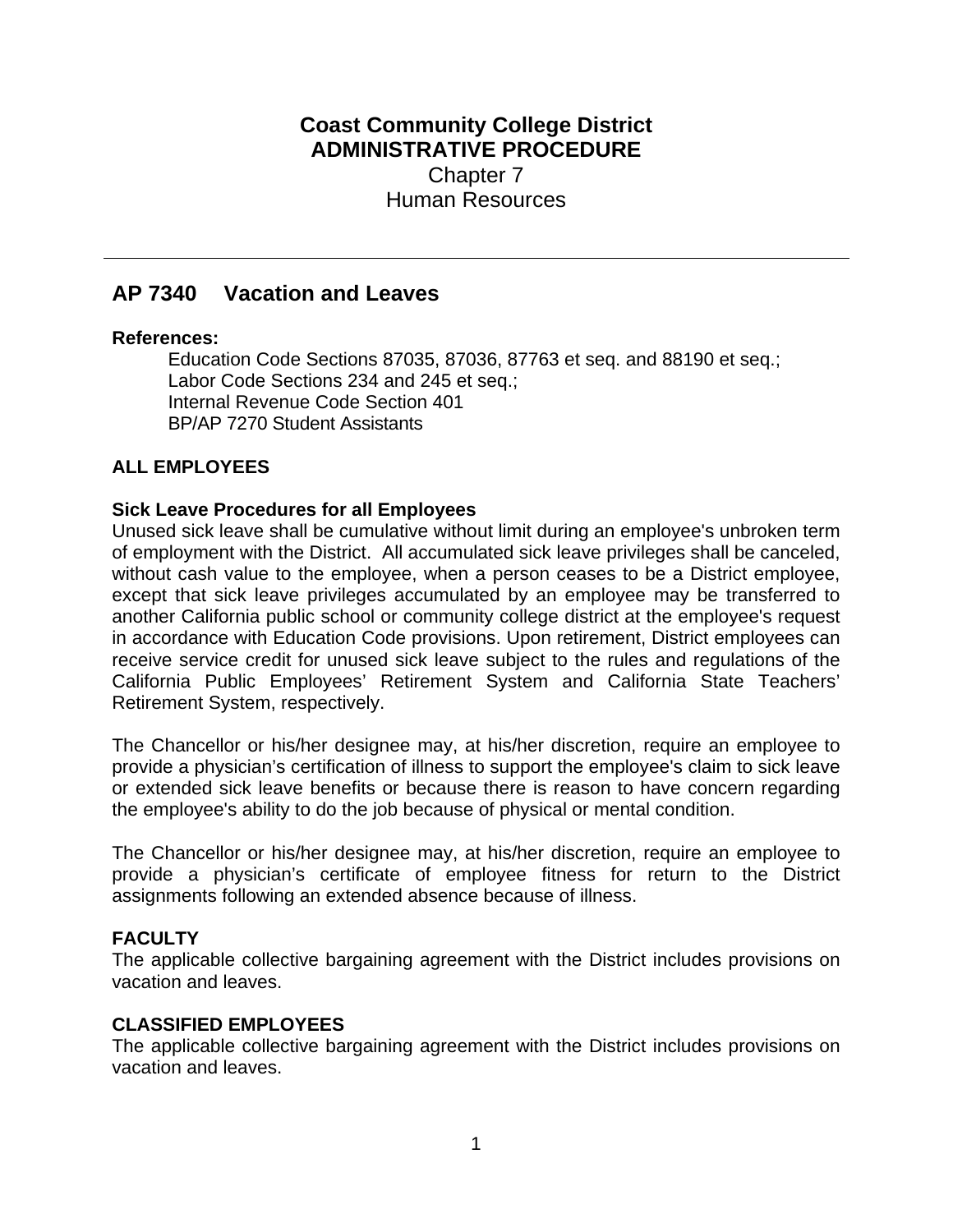# Coast Community College District
## ADMINISTRATIVE PROCEDURE
Chapter 7
Human Resources

---

## AP 7340 Vacation and Leaves

**References:**

Education Code Sections 87035, 87036, 87763 et seq. and 88190 et seq.;
Labor Code Sections 234 and 245 et seq.;
Internal Revenue Code Section 401
BP/AP 7270 Student Assistants

### ALL EMPLOYEES

**Sick Leave Procedures for all Employees**

Unused sick leave shall be cumulative without limit during an employee's unbroken term of employment with the District. All accumulated sick leave privileges shall be canceled, without cash value to the employee, when a person ceases to be a District employee, except that sick leave privileges accumulated by an employee may be transferred to another California public school or community college district at the employee's request in accordance with Education Code provisions. Upon retirement, District employees can receive service credit for unused sick leave subject to the rules and regulations of the California Public Employees' Retirement System and California State Teachers' Retirement System, respectively.

The Chancellor or his/her designee may, at his/her discretion, require an employee to provide a physician's certification of illness to support the employee's claim to sick leave or extended sick leave benefits or because there is reason to have concern regarding the employee's ability to do the job because of physical or mental condition.

The Chancellor or his/her designee may, at his/her discretion, require an employee to provide a physician's certificate of employee fitness for return to the District assignments following an extended absence because of illness.

### FACULTY

The applicable collective bargaining agreement with the District includes provisions on vacation and leaves.

### CLASSIFIED EMPLOYEES

The applicable collective bargaining agreement with the District includes provisions on vacation and leaves.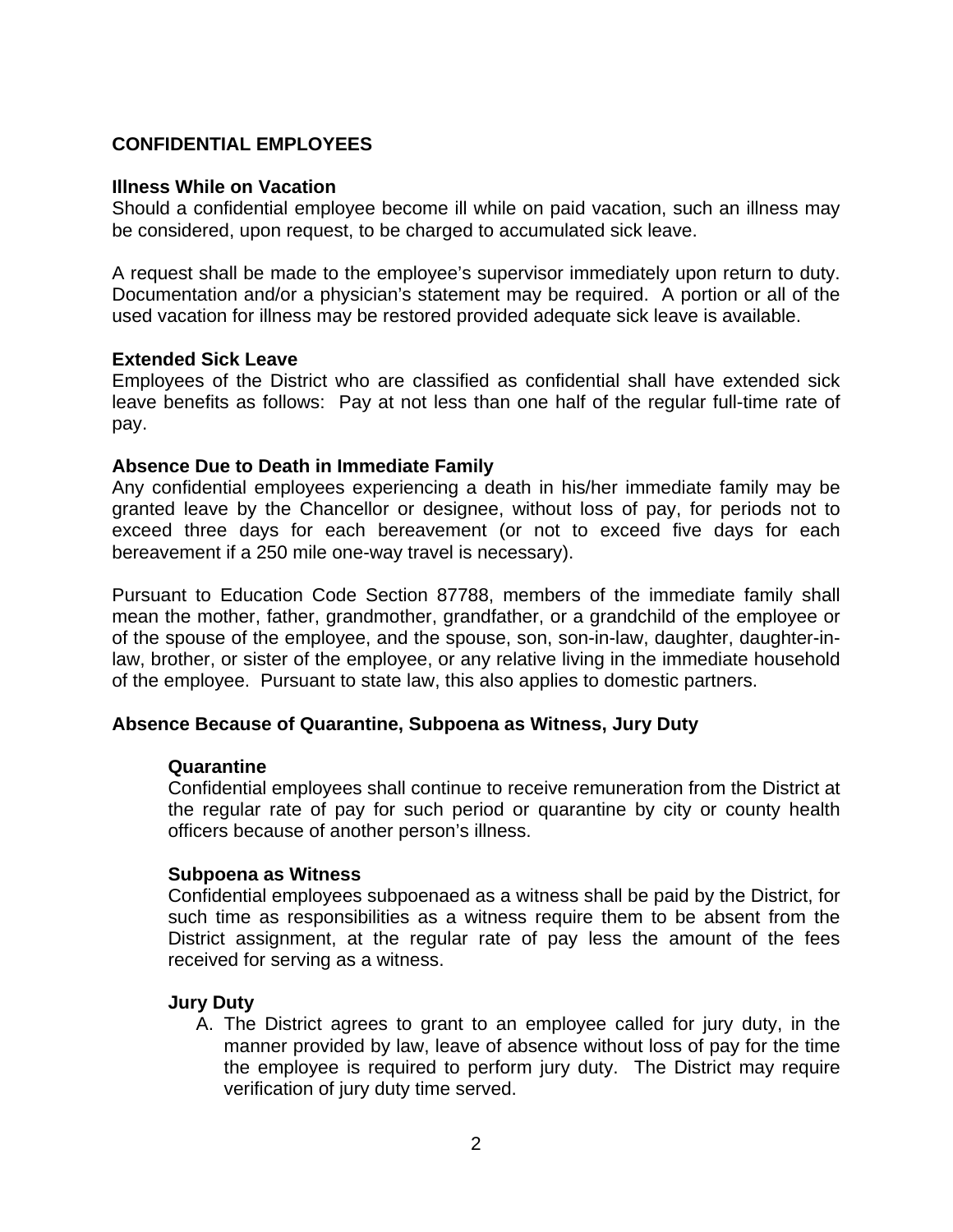## CONFIDENTIAL EMPLOYEES

### Illness While on Vacation

Should a confidential employee become ill while on paid vacation, such an illness may be considered, upon request, to be charged to accumulated sick leave.

A request shall be made to the employee's supervisor immediately upon return to duty. Documentation and/or a physician's statement may be required. A portion or all of the used vacation for illness may be restored provided adequate sick leave is available.

### Extended Sick Leave

Employees of the District who are classified as confidential shall have extended sick leave benefits as follows: Pay at not less than one half of the regular full-time rate of pay.

### Absence Due to Death in Immediate Family

Any confidential employees experiencing a death in his/her immediate family may be granted leave by the Chancellor or designee, without loss of pay, for periods not to exceed three days for each bereavement (or not to exceed five days for each bereavement if a 250 mile one-way travel is necessary).

Pursuant to Education Code Section 87788, members of the immediate family shall mean the mother, father, grandmother, grandfather, or a grandchild of the employee or of the spouse of the employee, and the spouse, son, son-in-law, daughter, daughter-in-law, brother, or sister of the employee, or any relative living in the immediate household of the employee. Pursuant to state law, this also applies to domestic partners.

### Absence Because of Quarantine, Subpoena as Witness, Jury Duty

#### Quarantine

Confidential employees shall continue to receive remuneration from the District at the regular rate of pay for such period or quarantine by city or county health officers because of another person's illness.

#### Subpoena as Witness

Confidential employees subpoenaed as a witness shall be paid by the District, for such time as responsibilities as a witness require them to be absent from the District assignment, at the regular rate of pay less the amount of the fees received for serving as a witness.

#### Jury Duty

A. The District agrees to grant to an employee called for jury duty, in the manner provided by law, leave of absence without loss of pay for the time the employee is required to perform jury duty. The District may require verification of jury duty time served.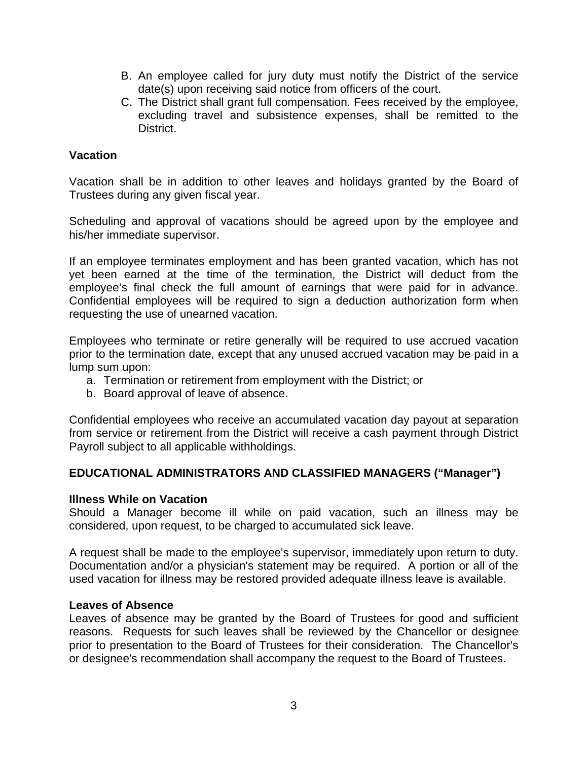B. An employee called for jury duty must notify the District of the service date(s) upon receiving said notice from officers of the court.
C. The District shall grant full compensation. Fees received by the employee, excluding travel and subsistence expenses, shall be remitted to the District.

**Vacation**

Vacation shall be in addition to other leaves and holidays granted by the Board of Trustees during any given fiscal year.

Scheduling and approval of vacations should be agreed upon by the employee and his/her immediate supervisor.

If an employee terminates employment and has been granted vacation, which has not yet been earned at the time of the termination, the District will deduct from the employee's final check the full amount of earnings that were paid for in advance. Confidential employees will be required to sign a deduction authorization form when requesting the use of unearned vacation.

Employees who terminate or retire generally will be required to use accrued vacation prior to the termination date, except that any unused accrued vacation may be paid in a lump sum upon:

a. Termination or retirement from employment with the District; or
b. Board approval of leave of absence.

Confidential employees who receive an accumulated vacation day payout at separation from service or retirement from the District will receive a cash payment through District Payroll subject to all applicable withholdings.

**EDUCATIONAL ADMINISTRATORS AND CLASSIFIED MANAGERS ("Manager")**

**Illness While on Vacation**

Should a Manager become ill while on paid vacation, such an illness may be considered, upon request, to be charged to accumulated sick leave.

A request shall be made to the employee's supervisor, immediately upon return to duty. Documentation and/or a physician's statement may be required. A portion or all of the used vacation for illness may be restored provided adequate illness leave is available.

**Leaves of Absence**

Leaves of absence may be granted by the Board of Trustees for good and sufficient reasons. Requests for such leaves shall be reviewed by the Chancellor or designee prior to presentation to the Board of Trustees for their consideration. The Chancellor's or designee's recommendation shall accompany the request to the Board of Trustees.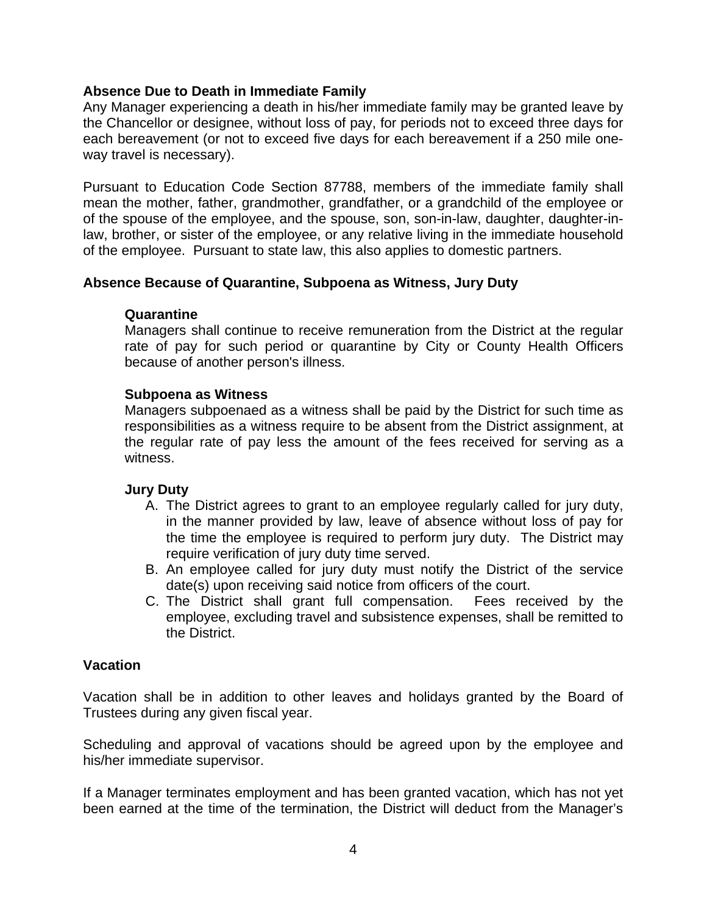**Absence Due to Death in Immediate Family**

Any Manager experiencing a death in his/her immediate family may be granted leave by the Chancellor or designee, without loss of pay, for periods not to exceed three days for each bereavement (or not to exceed five days for each bereavement if a 250 mile one-way travel is necessary).

Pursuant to Education Code Section 87788, members of the immediate family shall mean the mother, father, grandmother, grandfather, or a grandchild of the employee or of the spouse of the employee, and the spouse, son, son-in-law, daughter, daughter-in-law, brother, or sister of the employee, or any relative living in the immediate household of the employee. Pursuant to state law, this also applies to domestic partners.

**Absence Because of Quarantine, Subpoena as Witness, Jury Duty**

**Quarantine**

Managers shall continue to receive remuneration from the District at the regular rate of pay for such period or quarantine by City or County Health Officers because of another person's illness.

**Subpoena as Witness**

Managers subpoenaed as a witness shall be paid by the District for such time as responsibilities as a witness require to be absent from the District assignment, at the regular rate of pay less the amount of the fees received for serving as a witness.

**Jury Duty**

A. The District agrees to grant to an employee regularly called for jury duty, in the manner provided by law, leave of absence without loss of pay for the time the employee is required to perform jury duty. The District may require verification of jury duty time served.
B. An employee called for jury duty must notify the District of the service date(s) upon receiving said notice from officers of the court.
C. The District shall grant full compensation. Fees received by the employee, excluding travel and subsistence expenses, shall be remitted to the District.

**Vacation**

Vacation shall be in addition to other leaves and holidays granted by the Board of Trustees during any given fiscal year.

Scheduling and approval of vacations should be agreed upon by the employee and his/her immediate supervisor.

If a Manager terminates employment and has been granted vacation, which has not yet been earned at the time of the termination, the District will deduct from the Manager's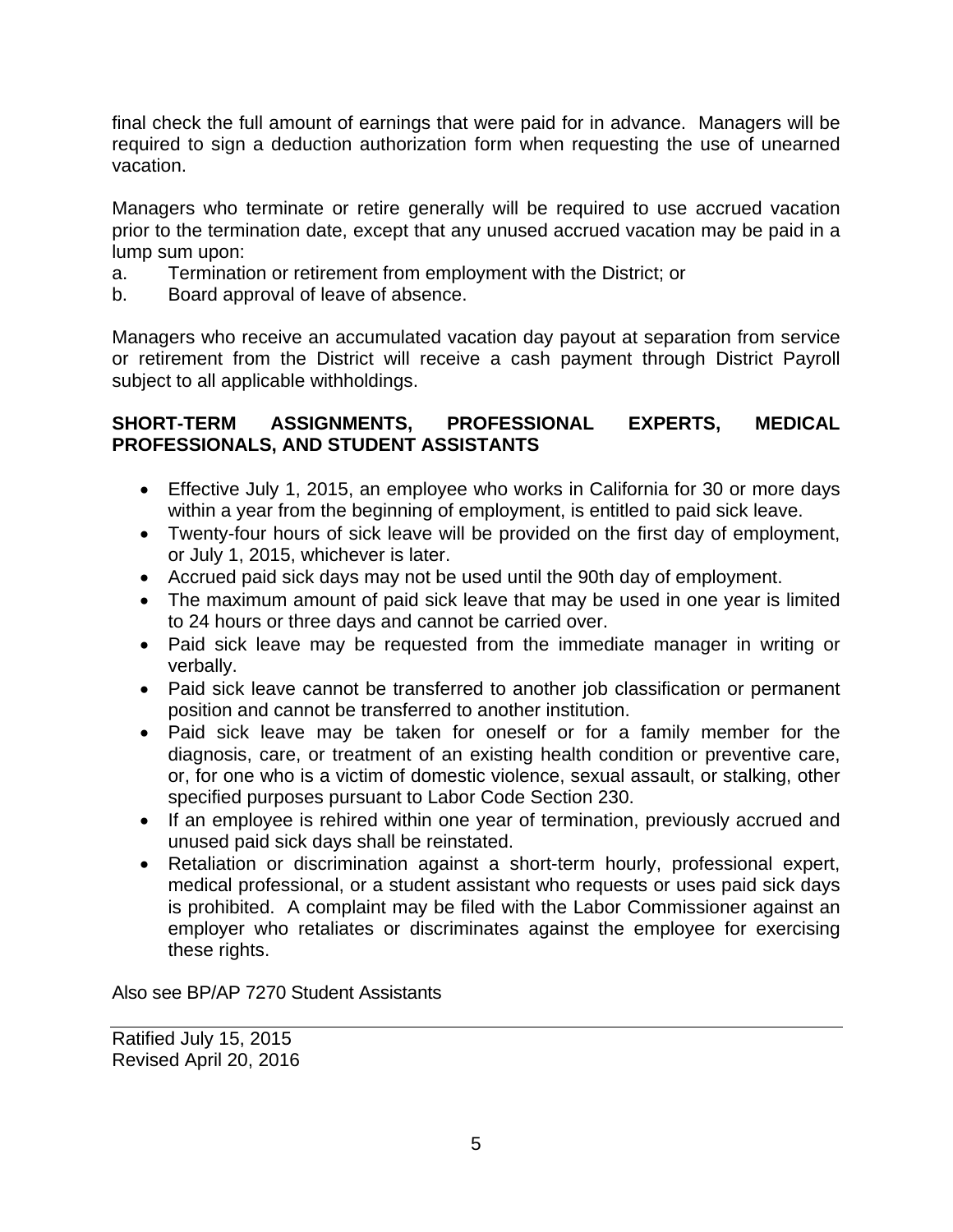final check the full amount of earnings that were paid for in advance. Managers will be required to sign a deduction authorization form when requesting the use of unearned vacation.

Managers who terminate or retire generally will be required to use accrued vacation prior to the termination date, except that any unused accrued vacation may be paid in a lump sum upon:

a. Termination or retirement from employment with the District; or
b. Board approval of leave of absence.

Managers who receive an accumulated vacation day payout at separation from service or retirement from the District will receive a cash payment through District Payroll subject to all applicable withholdings.

**SHORT-TERM ASSIGNMENTS, PROFESSIONAL EXPERTS, MEDICAL PROFESSIONALS, AND STUDENT ASSISTANTS**

- Effective July 1, 2015, an employee who works in California for 30 or more days within a year from the beginning of employment, is entitled to paid sick leave.
- Twenty-four hours of sick leave will be provided on the first day of employment, or July 1, 2015, whichever is later.
- Accrued paid sick days may not be used until the 90th day of employment.
- The maximum amount of paid sick leave that may be used in one year is limited to 24 hours or three days and cannot be carried over.
- Paid sick leave may be requested from the immediate manager in writing or verbally.
- Paid sick leave cannot be transferred to another job classification or permanent position and cannot be transferred to another institution.
- Paid sick leave may be taken for oneself or for a family member for the diagnosis, care, or treatment of an existing health condition or preventive care, or, for one who is a victim of domestic violence, sexual assault, or stalking, other specified purposes pursuant to Labor Code Section 230.
- If an employee is rehired within one year of termination, previously accrued and unused paid sick days shall be reinstated.
- Retaliation or discrimination against a short-term hourly, professional expert, medical professional, or a student assistant who requests or uses paid sick days is prohibited. A complaint may be filed with the Labor Commissioner against an employer who retaliates or discriminates against the employee for exercising these rights.

Also see BP/AP 7270 Student Assistants

---

Ratified July 15, 2015
Revised April 20, 2016